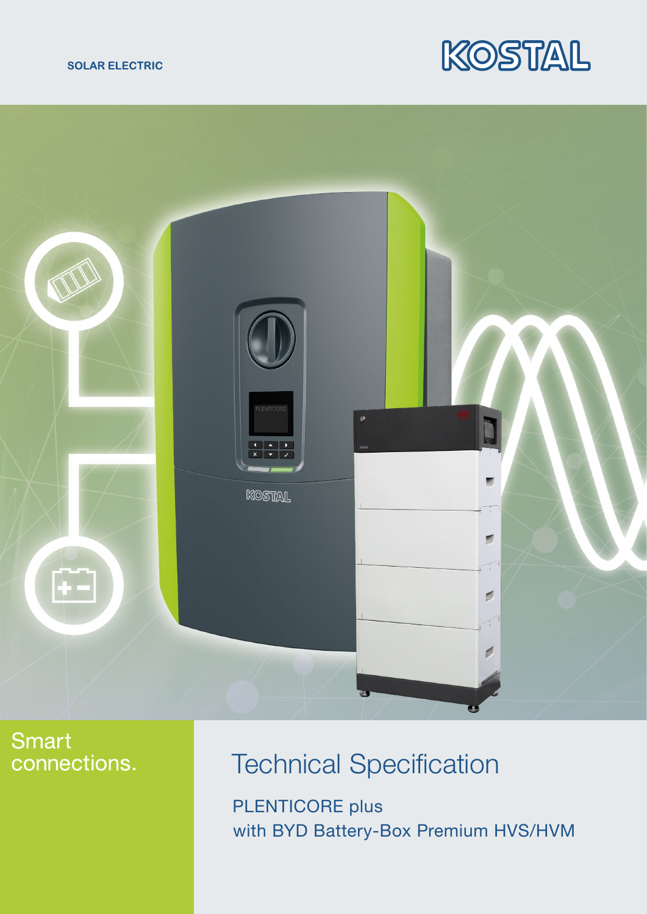SOLAR ELECTRIC

KOSTAL

Smart connections.

# Technical Specification

PLENTICORE plus
with BYD Battery-Box Premium HVS/HVM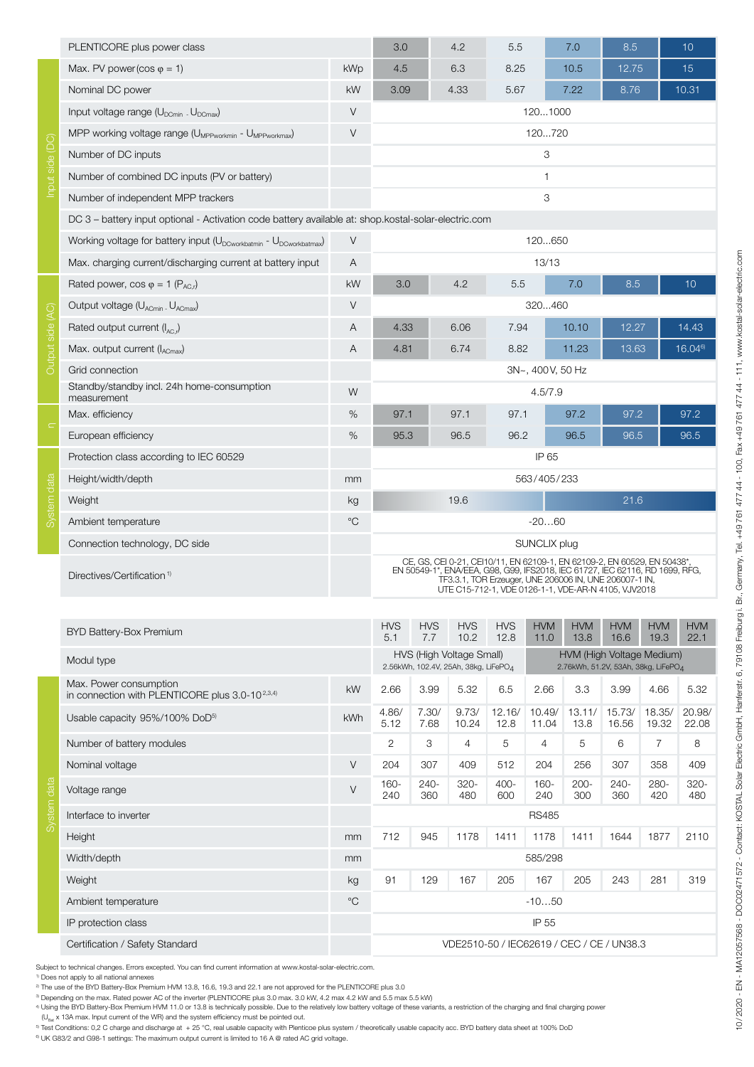| | PLENTICORE plus power class | | 3.0 | 4.2 | 5.5 | 7.0 | 8.5 | 10 |
|---|---|---|---|---|---|---|---|---|
| Input side (DC) | Max. PV power (cos φ = 1) | kWp | 4.5 | 6.3 | 8.25 | 10.5 | 12.75 | 15 |
| | Nominal DC power | kW | 3.09 | 4.33 | 5.67 | 7.22 | 8.76 | 10.31 |
| | Input voltage range ($U_{DCmin}$ - $U_{DCmax}$) | V | 120...1000 | | | | | |
| | MPP working voltage range ($U_{MPPworkmin}$ - $U_{MPPworkmax}$) | V | 120...720 | | | | | |
| | Number of DC inputs | | 3 | | | | | |
| | Number of combined DC inputs (PV or battery) | | 1 | | | | | |
| | Number of independent MPP trackers | | 3 | | | | | |
| | DC 3 – battery input optional - Activation code battery available at: shop.kostal-solar-electric.com | | | | | | | |
| | Working voltage for battery input ($U_{DCworkbatmin}$ - $U_{DCworkbatmax}$) | V | 120...650 | | | | | |
| | Max. charging current/discharging current at battery input | A | 13/13 | | | | | |
| Output side (AC) | Rated power, cos φ = 1 ($P_{AC,r}$) | kW | 3.0 | 4.2 | 5.5 | 7.0 | 8.5 | 10 |
| | Output voltage ($U_{ACmin}$ - $U_{ACmax}$) | V | 320...460 | | | | | |
| | Rated output current ($I_{AC,r}$) | A | 4.33 | 6.06 | 7.94 | 10.10 | 12.27 | 14.43 |
| | Max. output current ($I_{ACmax}$) | A | 4.81 | 6.74 | 8.82 | 11.23 | 13.63 | 16.04[6] |
| | Grid connection | | 3N~, 400 V, 50 Hz | | | | | |
| | Standby/standby incl. 24h home-consumption measurement | W | 4.5/7.9 | | | | | |
| η | Max. efficiency | % | 97.1 | 97.1 | 97.1 | 97.2 | 97.2 | 97.2 |
| | European efficiency | % | 95.3 | 96.5 | 96.2 | 96.5 | 96.5 | 96.5 |
| System data | Protection class according to IEC 60529 | | IP 65 | | | | | |
| | Height/width/depth | mm | 563/405/233 | | | | | |
| | Weight | kg | 19.6 | | | 21.6 | | |
| | Ambient temperature | °C | -20…60 | | | | | |
| | Connection technology, DC side | | SUNCLIX plug | | | | | |
| | Directives/Certification [1] | | CE, GS, CEI 0-21, CEI10/11, EN 62109-1, EN 62109-2, EN 60529, EN 50438*, EN 50549-1*, ENA/EEA, G98, G99, IFS2018, IEC 61727, IEC 62116, RD 1699, RFG, TF3.3.1, TOR Erzeuger, UNE 206006 IN, UNE 206007-1 IN, UTE C15-712-1, VDE 0126-1-1, VDE-AR-N 4105, VJV2018 | | | | | |

| | BYD Battery-Box Premium | | HVS 5.1 | HVS 7.7 | HVS 10.2 | HVS 12.8 | HVM 11.0 | HVM 13.8 | HVM 16.6 | HVM 19.3 | HVM 22.1 |
|---|---|---|---|---|---|---|---|---|---|---|---|
| | Modul type | | HVS (High Voltage Small) 2.56kWh, 102.4V, 25Ah, 38kg, $LiFePO_4$ | | | | HVM (High Voltage Medium) 2.76kWh, 51.2V, 53Ah, 38kg, $LiFePO_4$ | | | | |
| System data | Max. Power consumption in connection with PLENTICORE plus 3.0-10[2,3,4] | kW | 2.66 | 3.99 | 5.32 | 6.5 | 2.66 | 3.3 | 3.99 | 4.66 | 5.32 |
| | Usable capacity 95%/100% DoD[5] | kWh | 4.86/ 5.12 | 7.30/ 7.68 | 9.73/ 10.24 | 12.16/ 12.8 | 10.49/ 11.04 | 13.11/ 13.8 | 15.73/ 16.56 | 18.35/ 19.32 | 20.98/ 22.08 |
| | Number of battery modules | | 2 | 3 | 4 | 5 | 4 | 5 | 6 | 7 | 8 |
| | Nominal voltage | V | 204 | 307 | 409 | 512 | 204 | 256 | 307 | 358 | 409 |
| | Voltage range | V | 160-240 | 240-360 | 320-480 | 400-600 | 160-240 | 200-300 | 240-360 | 280-420 | 320-480 |
| | Interface to inverter | | RS485 | | | | | | | | |
| | Height | mm | 712 | 945 | 1178 | 1411 | 1178 | 1411 | 1644 | 1877 | 2110 |
| | Width/depth | mm | 585/298 | | | | | | | | |
| | Weight | kg | 91 | 129 | 167 | 205 | 167 | 205 | 243 | 281 | 319 |
| | Ambient temperature | °C | -10…50 | | | | | | | | |
| | IP protection class | | IP 55 | | | | | | | | |
| | Certification / Safety Standard | | VDE2510-50 / IEC62619 / CEC / CE / UN38.3 | | | | | | | | |

Subject to technical changes. Errors excepted. You can find current information at www.kostal-solar-electric.com.

[1] Does not apply to all national annexes

[2] The use of the BYD Battery-Box Premium HVM 13.8, 16.6, 19.3 and 22.1 are not approved for the PLENTICORE plus 3.0

[3] Depending on the max. Rated power AC of the inverter (PLENTICORE plus 3.0 max. 3.0 kW, 4.2 max 4.2 kW and 5.5 max 5.5 kW)

[4] Using the BYD Battery-Box Premium HVM 11.0 or 13.8 is technically possible. Due to the relatively low battery voltage of these variants, a restriction of the charging and final charging power ($U_{bat}$ x 13A max. Input current of the WR) and the system efficiency must be pointed out.

[5] Test Conditions: 0,2 C charge and discharge at + 25 °C, real usable capacity with Plenticoe plus system / theoretically usable capacity acc. BYD battery data sheet at 100% DoD

[6] UK G83/2 and G98-1 settings: The maximum output current is limited to 16 A @ rated AC grid voltage.

10/2020 - EN - MA12057568 - DOC02471572 - Contact: KOSTAL Solar Electric GmbH, Hanferstr. 6, 79108 Freiburg i. Br., Germany, Tel. +49 761 477 44 - 100, Fax +49 761 477 44 - 111, www.kostal-solar-electric.com